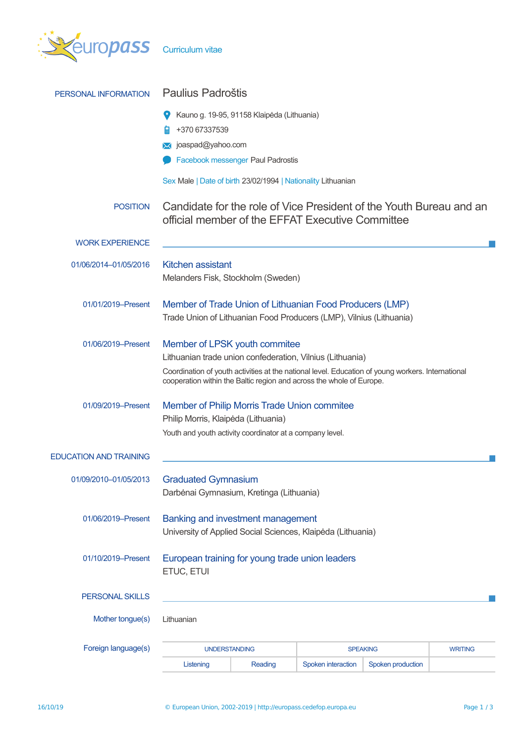europass Curriculum vitae

## PERSONAL INFORMATION

# Paulius Padroštis

Kauno g. 19-95, 91158 Klaipėda (Lithuania)

+370 67337539

joaspad@yahoo.com

Facebook messenger Paul Padrostis

Sex Male | Date of birth 23/02/1994 | Nationality Lithuanian

## POSITION

Candidate for the role of Vice President of the Youth Bureau and an official member of the EFFAT Executive Committee

## WORK EXPERIENCE

**01/06/2014–01/05/2016**

### Kitchen assistant

Melanders Fisk, Stockholm (Sweden)

**01/01/2019–Present**

### Member of Trade Union of Lithuanian Food Producers (LMP)

Trade Union of Lithuanian Food Producers (LMP), Vilnius (Lithuania)

**01/06/2019–Present**

### Member of LPSK youth commitee

Lithuanian trade union confederation, Vilnius (Lithuania)

Coordination of youth activities at the national level. Education of young workers. International cooperation within the Baltic region and across the whole of Europe.

**01/09/2019–Present**

### Member of Philip Morris Trade Union commitee

Philip Morris, Klaipėda (Lithuania)

Youth and youth activity coordinator at a company level.

## EDUCATION AND TRAINING

**01/09/2010–01/05/2013**

### Graduated Gymnasium

Darbėnai Gymnasium, Kretinga (Lithuania)

**01/06/2019–Present**

### Banking and investment management

University of Applied Social Sciences, Klaipėda (Lithuania)

**01/10/2019–Present**

### European training for young trade union leaders

ETUC, ETUI

## PERSONAL SKILLS

Mother tongue(s): Lithuanian

Foreign language(s)

| UNDERSTANDING | | SPEAKING | | WRITING |
|---|---|---|---|---|
| Listening | Reading | Spoken interaction | Spoken production | |

16/10/19 © European Union, 2002-2019 | http://europass.cedefop.europa.eu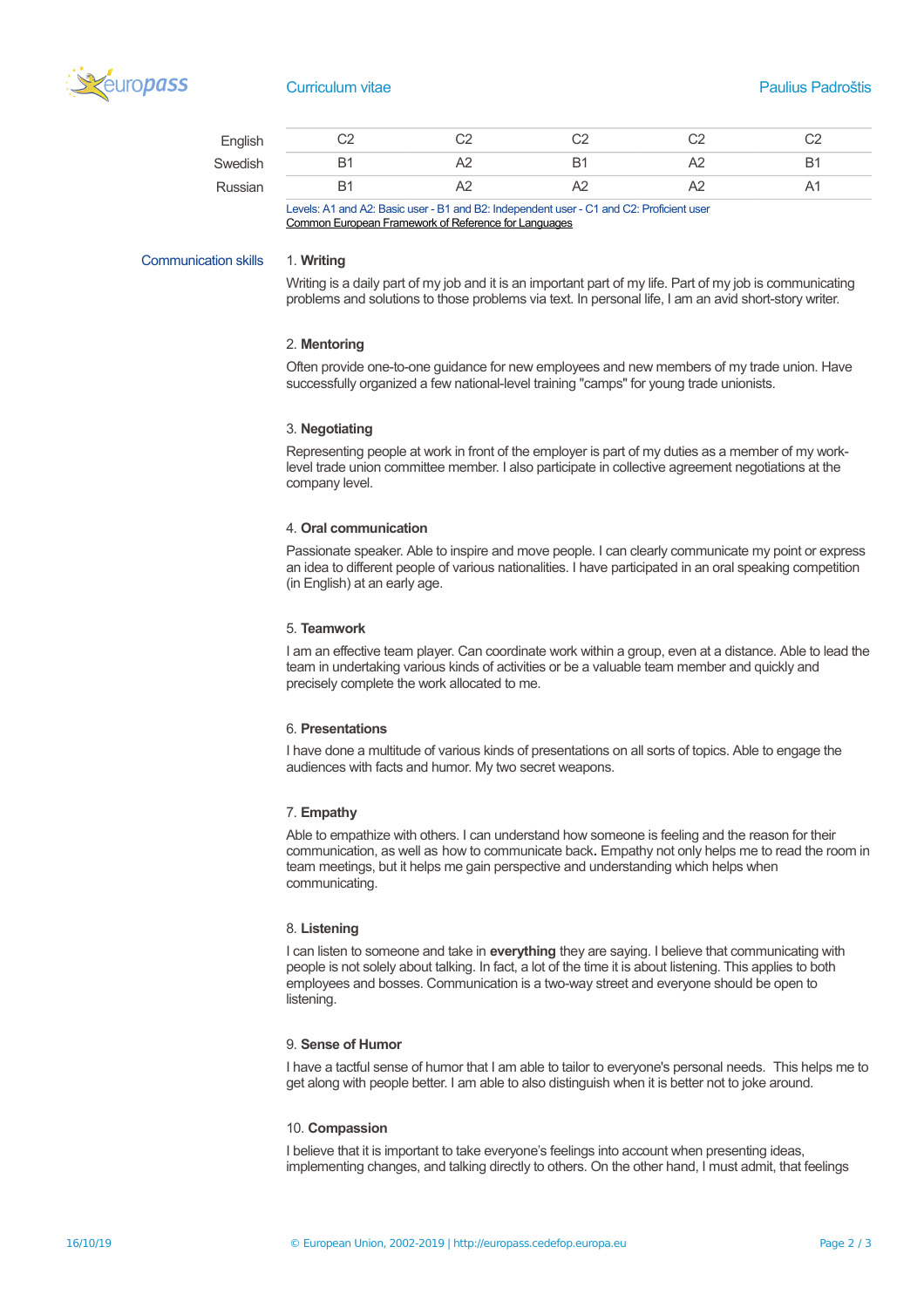| | | | | | |
|---|---|---|---|---|---|
| English | C2 | C2 | C2 | C2 | C2 |
| Swedish | B1 | A2 | B1 | A2 | B1 |
| Russian | B1 | A2 | A2 | A2 | A1 |

Levels: A1 and A2: Basic user - B1 and B2: Independent user - C1 and C2: Proficient user
Common European Framework of Reference for Languages

## Communication skills

1. **Writing**

Writing is a daily part of my job and it is an important part of my life. Part of my job is communicating problems and solutions to those problems via text. In personal life, I am an avid short-story writer.

2. **Mentoring**

Often provide one-to-one guidance for new employees and new members of my trade union. Have successfully organized a few national-level training "camps" for young trade unionists.

3. **Negotiating**

Representing people at work in front of the employer is part of my duties as a member of my work-level trade union committee member. I also participate in collective agreement negotiations at the company level.

4. **Oral communication**

Passionate speaker. Able to inspire and move people. I can clearly communicate my point or express an idea to different people of various nationalities. I have participated in an oral speaking competition (in English) at an early age.

5. **Teamwork**

I am an effective team player. Can coordinate work within a group, even at a distance. Able to lead the team in undertaking various kinds of activities or be a valuable team member and quickly and precisely complete the work allocated to me.

6. **Presentations**

I have done a multitude of various kinds of presentations on all sorts of topics. Able to engage the audiences with facts and humor. My two secret weapons.

7. **Empathy**

Able to empathize with others. I can understand how someone is feeling and the reason for their communication, as well as how to communicate back**.** Empathy not only helps me to read the room in team meetings, but it helps me gain perspective and understanding which helps when communicating.

8. **Listening**

I can listen to someone and take in **everything** they are saying. I believe that communicating with people is not solely about talking. In fact, a lot of the time it is about listening. This applies to both employees and bosses. Communication is a two-way street and everyone should be open to listening.

9. **Sense of Humor**

I have a tactful sense of humor that I am able to tailor to everyone's personal needs. This helps me to get along with people better. I am able to also distinguish when it is better not to joke around.

10. **Compassion**

I believe that it is important to take everyone's feelings into account when presenting ideas, implementing changes, and talking directly to others. On the other hand, I must admit, that feelings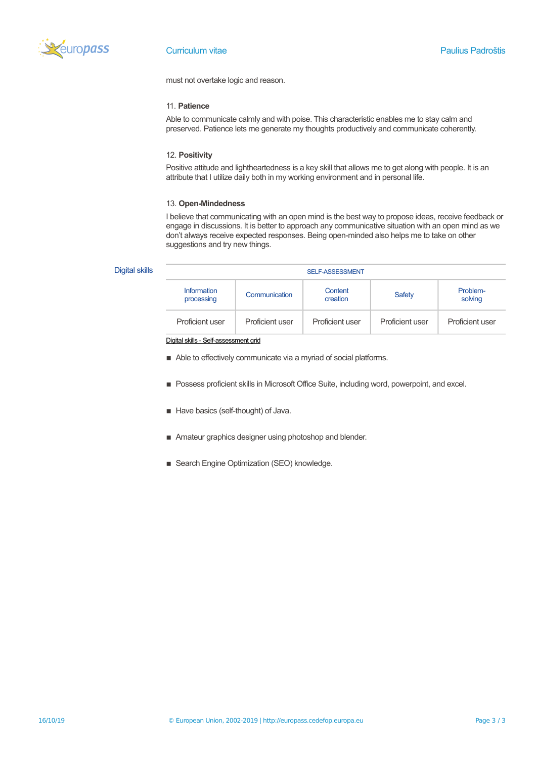must not overtake logic and reason.

11. **Patience**

Able to communicate calmly and with poise. This characteristic enables me to stay calm and preserved. Patience lets me generate my thoughts productively and communicate coherently.

12. **Positivity**

Positive attitude and lightheartedness is a key skill that allows me to get along with people. It is an attribute that I utilize daily both in my working environment and in personal life.

13. **Open-Mindedness**

I believe that communicating with an open mind is the best way to propose ideas, receive feedback or engage in discussions. It is better to approach any communicative situation with an open mind as we don't always receive expected responses. Being open-minded also helps me to take on other suggestions and try new things.

## Digital skills

| SELF-ASSESSMENT | | | | |
|---|---|---|---|---|
| Information processing | Communication | Content creation | Safety | Problem-solving |
| Proficient user | Proficient user | Proficient user | Proficient user | Proficient user |

Digital skills - Self-assessment grid

- Able to effectively communicate via a myriad of social platforms.
- Possess proficient skills in Microsoft Office Suite, including word, powerpoint, and excel.
- Have basics (self-thought) of Java.
- Amateur graphics designer using photoshop and blender.
- Search Engine Optimization (SEO) knowledge.